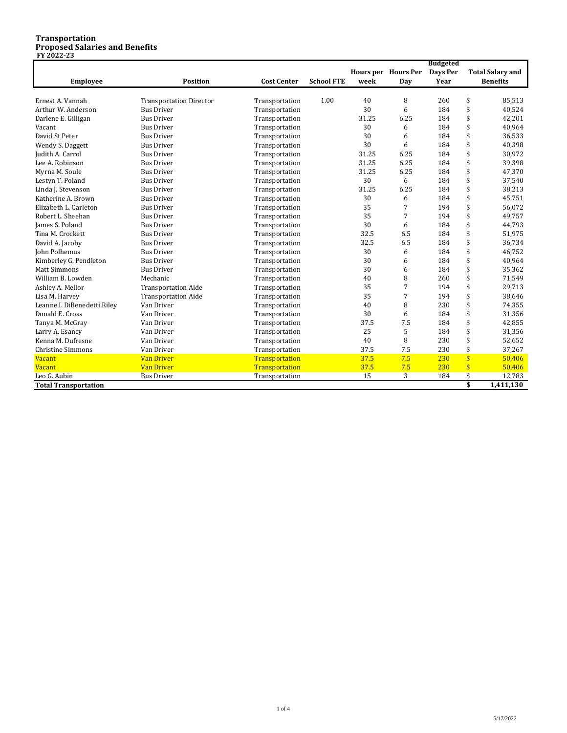# Transportation
## Proposed Salaries and Benefits
**FY 2022-23**

| Employee | Position | Cost Center | School FTE | Hours per week | Hours Per Day | Budgeted Days Per Year | Total Salary and Benefits |
|---|---|---|---|---|---|---|---|
| Ernest A. Vannah | Transportation Director | Transportation | 1.00 | 40 | 8 | 260 | $ 85,513 |
| Arthur W. Anderson | Bus Driver | Transportation | | 30 | 6 | 184 | $ 40,524 |
| Darlene E. Gilligan | Bus Driver | Transportation | | 31.25 | 6.25 | 184 | $ 42,201 |
| Vacant | Bus Driver | Transportation | | 30 | 6 | 184 | $ 40,964 |
| David St Peter | Bus Driver | Transportation | | 30 | 6 | 184 | $ 36,533 |
| Wendy S. Daggett | Bus Driver | Transportation | | 30 | 6 | 184 | $ 40,398 |
| Judith A. Carrol | Bus Driver | Transportation | | 31.25 | 6.25 | 184 | $ 30,972 |
| Lee A. Robinson | Bus Driver | Transportation | | 31.25 | 6.25 | 184 | $ 39,398 |
| Myrna M. Soule | Bus Driver | Transportation | | 31.25 | 6.25 | 184 | $ 47,370 |
| Lestyn T. Poland | Bus Driver | Transportation | | 30 | 6 | 184 | $ 37,540 |
| Linda J. Stevenson | Bus Driver | Transportation | | 31.25 | 6.25 | 184 | $ 38,213 |
| Katherine A. Brown | Bus Driver | Transportation | | 30 | 6 | 184 | $ 45,751 |
| Elizabeth L. Carleton | Bus Driver | Transportation | | 35 | 7 | 194 | $ 56,072 |
| Robert L. Sheehan | Bus Driver | Transportation | | 35 | 7 | 194 | $ 49,757 |
| James S. Poland | Bus Driver | Transportation | | 30 | 6 | 184 | $ 44,793 |
| Tina M. Crockett | Bus Driver | Transportation | | 32.5 | 6.5 | 184 | $ 51,975 |
| David A. Jacoby | Bus Driver | Transportation | | 32.5 | 6.5 | 184 | $ 36,734 |
| John Polhemus | Bus Driver | Transportation | | 30 | 6 | 184 | $ 46,752 |
| Kimberley G. Pendleton | Bus Driver | Transportation | | 30 | 6 | 184 | $ 40,964 |
| Matt Simmons | Bus Driver | Transportation | | 30 | 6 | 184 | $ 35,362 |
| William B. Lowden | Mechanic | Transportation | | 40 | 8 | 260 | $ 71,549 |
| Ashley A. Mellor | Transportation Aide | Transportation | | 35 | 7 | 194 | $ 29,713 |
| Lisa M. Harvey | Transportation Aide | Transportation | | 35 | 7 | 194 | $ 38,646 |
| Leanne I. DiBenedetti Riley | Van Driver | Transportation | | 40 | 8 | 230 | $ 74,355 |
| Donald E. Cross | Van Driver | Transportation | | 30 | 6 | 184 | $ 31,356 |
| Tanya M. McGray | Van Driver | Transportation | | 37.5 | 7.5 | 184 | $ 42,855 |
| Larry A. Esancy | Van Driver | Transportation | | 25 | 5 | 184 | $ 31,356 |
| Kenna M. Dufresne | Van Driver | Transportation | | 40 | 8 | 230 | $ 52,652 |
| Christine Simmons | Van Driver | Transportation | | 37.5 | 7.5 | 230 | $ 37,267 |
| Vacant | Van Driver | Transportation | | 37.5 | 7.5 | 230 | $ 50,406 |
| Vacant | Van Driver | Transportation | | 37.5 | 7.5 | 230 | $ 50,406 |
| Leo G. Aubin | Bus Driver | Transportation | | 15 | 3 | 184 | $ 12,783 |
| **Total Transportation** | | | | | | | **$ 1,411,130** |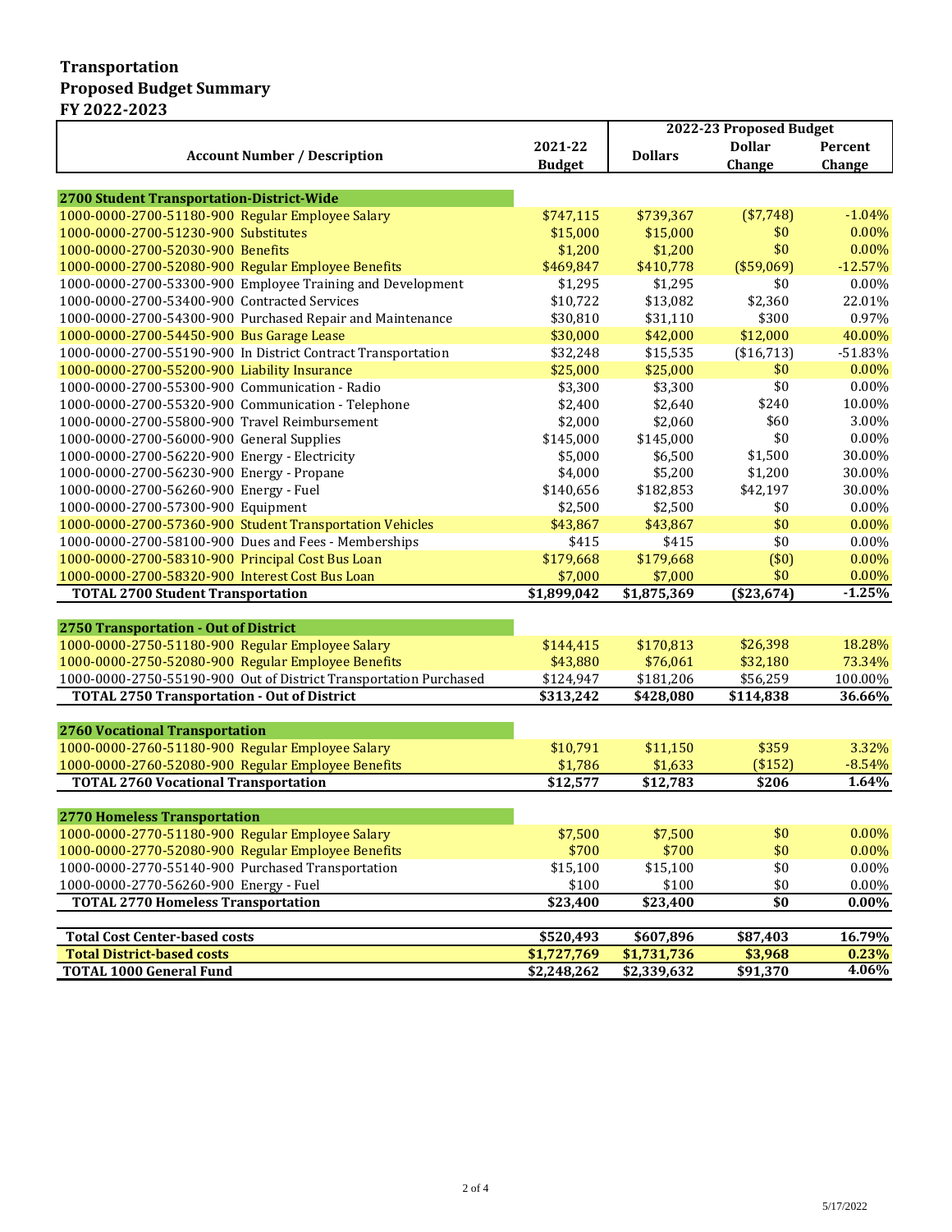# Transportation
## Proposed Budget Summary
## FY 2022-2023

| Account Number / Description | 2021-22 Budget | 2022-23 Proposed Budget | | |
|---|---|---|---|---|
| | | Dollars | Dollar Change | Percent Change |
| **2700 Student Transportation-District-Wide** | | | | |
| 1000-0000-2700-51180-900 Regular Employee Salary | $747,115 | $739,367 | ($7,748) | -1.04% |
| 1000-0000-2700-51230-900 Substitutes | $15,000 | $15,000 | $0 | 0.00% |
| 1000-0000-2700-52030-900 Benefits | $1,200 | $1,200 | $0 | 0.00% |
| 1000-0000-2700-52080-900 Regular Employee Benefits | $469,847 | $410,778 | ($59,069) | -12.57% |
| 1000-0000-2700-53300-900 Employee Training and Development | $1,295 | $1,295 | $0 | 0.00% |
| 1000-0000-2700-53400-900 Contracted Services | $10,722 | $13,082 | $2,360 | 22.01% |
| 1000-0000-2700-54300-900 Purchased Repair and Maintenance | $30,810 | $31,110 | $300 | 0.97% |
| 1000-0000-2700-54450-900 Bus Garage Lease | $30,000 | $42,000 | $12,000 | 40.00% |
| 1000-0000-2700-55190-900 In District Contract Transportation | $32,248 | $15,535 | ($16,713) | -51.83% |
| 1000-0000-2700-55200-900 Liability Insurance | $25,000 | $25,000 | $0 | 0.00% |
| 1000-0000-2700-55300-900 Communication - Radio | $3,300 | $3,300 | $0 | 0.00% |
| 1000-0000-2700-55320-900 Communication - Telephone | $2,400 | $2,640 | $240 | 10.00% |
| 1000-0000-2700-55800-900 Travel Reimbursement | $2,000 | $2,060 | $60 | 3.00% |
| 1000-0000-2700-56000-900 General Supplies | $145,000 | $145,000 | $0 | 0.00% |
| 1000-0000-2700-56220-900 Energy - Electricity | $5,000 | $6,500 | $1,500 | 30.00% |
| 1000-0000-2700-56230-900 Energy - Propane | $4,000 | $5,200 | $1,200 | 30.00% |
| 1000-0000-2700-56260-900 Energy - Fuel | $140,656 | $182,853 | $42,197 | 30.00% |
| 1000-0000-2700-57300-900 Equipment | $2,500 | $2,500 | $0 | 0.00% |
| 1000-0000-2700-57360-900 Student Transportation Vehicles | $43,867 | $43,867 | $0 | 0.00% |
| 1000-0000-2700-58100-900 Dues and Fees - Memberships | $415 | $415 | $0 | 0.00% |
| 1000-0000-2700-58310-900 Principal Cost Bus Loan | $179,668 | $179,668 | ($0) | 0.00% |
| 1000-0000-2700-58320-900 Interest Cost Bus Loan | $7,000 | $7,000 | $0 | 0.00% |
| **TOTAL 2700 Student Transportation** | **$1,899,042** | **$1,875,369** | **($23,674)** | **-1.25%** |
| **2750 Transportation - Out of District** | | | | |
| 1000-0000-2750-51180-900 Regular Employee Salary | $144,415 | $170,813 | $26,398 | 18.28% |
| 1000-0000-2750-52080-900 Regular Employee Benefits | $43,880 | $76,061 | $32,180 | 73.34% |
| 1000-0000-2750-55190-900 Out of District Transportation Purchased | $124,947 | $181,206 | $56,259 | 100.00% |
| **TOTAL 2750 Transportation - Out of District** | **$313,242** | **$428,080** | **$114,838** | **36.66%** |
| **2760 Vocational Transportation** | | | | |
| 1000-0000-2760-51180-900 Regular Employee Salary | $10,791 | $11,150 | $359 | 3.32% |
| 1000-0000-2760-52080-900 Regular Employee Benefits | $1,786 | $1,633 | ($152) | -8.54% |
| **TOTAL 2760 Vocational Transportation** | **$12,577** | **$12,783** | **$206** | **1.64%** |
| **2770 Homeless Transportation** | | | | |
| 1000-0000-2770-51180-900 Regular Employee Salary | $7,500 | $7,500 | $0 | 0.00% |
| 1000-0000-2770-52080-900 Regular Employee Benefits | $700 | $700 | $0 | 0.00% |
| 1000-0000-2770-55140-900 Purchased Transportation | $15,100 | $15,100 | $0 | 0.00% |
| 1000-0000-2770-56260-900 Energy - Fuel | $100 | $100 | $0 | 0.00% |
| **TOTAL 2770 Homeless Transportation** | **$23,400** | **$23,400** | **$0** | **0.00%** |
| **Total Cost Center-based costs** | **$520,493** | **$607,896** | **$87,403** | **16.79%** |
| **Total District-based costs** | **$1,727,769** | **$1,731,736** | **$3,968** | **0.23%** |
| **TOTAL 1000 General Fund** | **$2,248,262** | **$2,339,632** | **$91,370** | **4.06%** |

5/17/2022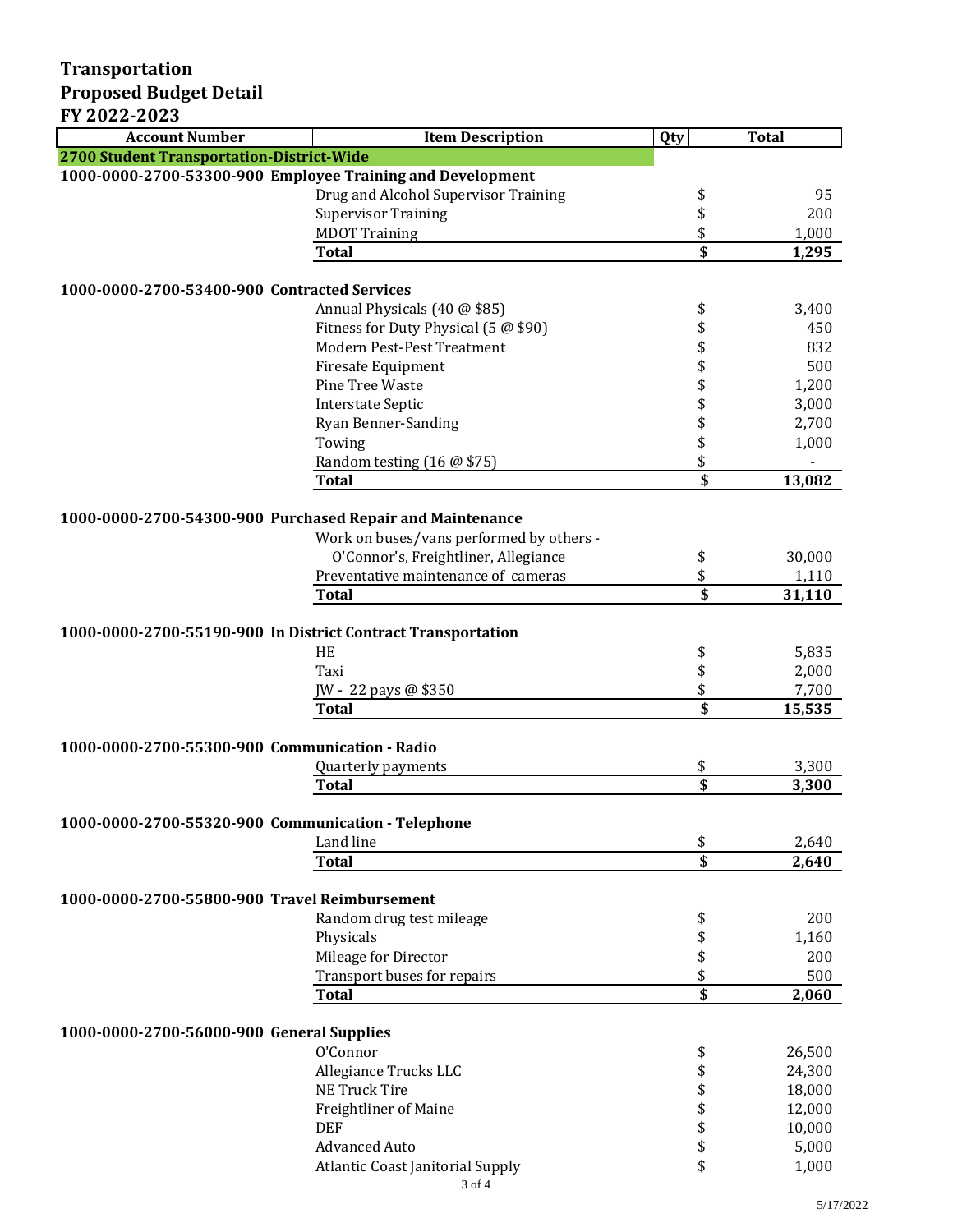# Transportation
## Proposed Budget Detail
## FY 2022-2023

| Account Number | Item Description | Qty | Total |
|---|---|---|---|
| **2700 Student Transportation-District-Wide** | | | |
| **1000-0000-2700-53300-900 Employee Training and Development** | | | |
| | Drug and Alcohol Supervisor Training | | $ 95 |
| | Supervisor Training | | $ 200 |
| | MDOT Training | | $ 1,000 |
| | **Total** | | **$ 1,295** |
| **1000-0000-2700-53400-900 Contracted Services** | | | |
| | Annual Physicals (40 @ $85) | | $ 3,400 |
| | Fitness for Duty Physical (5 @ $90) | | $ 450 |
| | Modern Pest-Pest Treatment | | $ 832 |
| | Firesafe Equipment | | $ 500 |
| | Pine Tree Waste | | $ 1,200 |
| | Interstate Septic | | $ 3,000 |
| | Ryan Benner-Sanding | | $ 2,700 |
| | Towing | | $ 1,000 |
| | Random testing (16 @ $75) | | $ - |
| | **Total** | | **$ 13,082** |
| **1000-0000-2700-54300-900 Purchased Repair and Maintenance** | | | |
| | Work on buses/vans performed by others - O'Connor's, Freightliner, Allegiance | | $ 30,000 |
| | Preventative maintenance of cameras | | $ 1,110 |
| | **Total** | | **$ 31,110** |
| **1000-0000-2700-55190-900 In District Contract Transportation** | | | |
| | HE | | $ 5,835 |
| | Taxi | | $ 2,000 |
| | JW - 22 pays @ $350 | | $ 7,700 |
| | **Total** | | **$ 15,535** |
| **1000-0000-2700-55300-900 Communication - Radio** | | | |
| | Quarterly payments | | $ 3,300 |
| | **Total** | | **$ 3,300** |
| **1000-0000-2700-55320-900 Communication - Telephone** | | | |
| | Land line | | $ 2,640 |
| | **Total** | | **$ 2,640** |
| **1000-0000-2700-55800-900 Travel Reimbursement** | | | |
| | Random drug test mileage | | $ 200 |
| | Physicals | | $ 1,160 |
| | Mileage for Director | | $ 200 |
| | Transport buses for repairs | | $ 500 |
| | **Total** | | **$ 2,060** |
| **1000-0000-2700-56000-900 General Supplies** | | | |
| | O'Connor | | $ 26,500 |
| | Allegiance Trucks LLC | | $ 24,300 |
| | NE Truck Tire | | $ 18,000 |
| | Freightliner of Maine | | $ 12,000 |
| | DEF | | $ 10,000 |
| | Advanced Auto | | $ 5,000 |
| | Atlantic Coast Janitorial Supply | | $ 1,000 |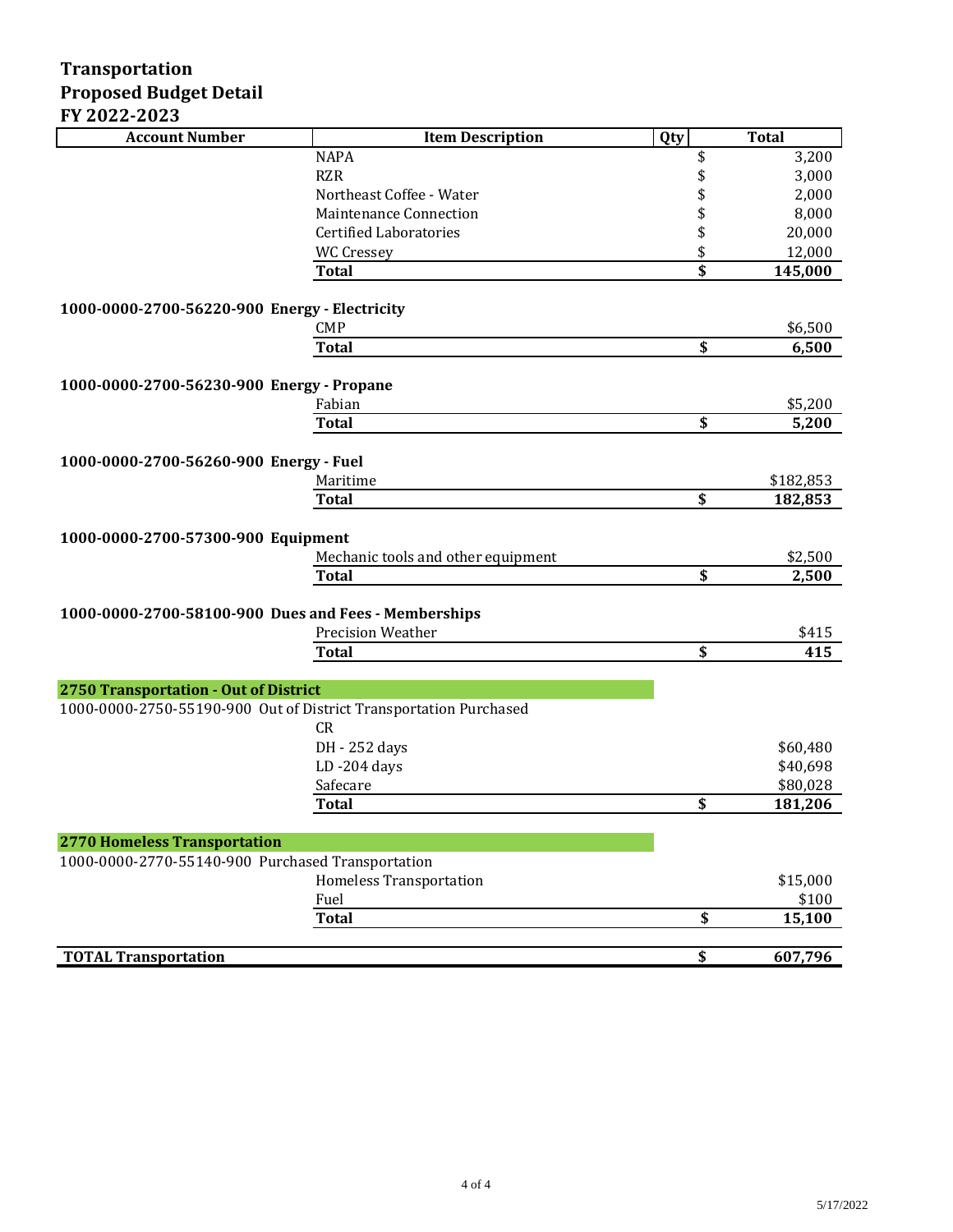# Transportation
## Proposed Budget Detail
## FY 2022-2023

| Account Number | Item Description | Qty | Total |
| --- | --- | --- | --- |
| | NAPA | | $ 3,200 |
| | RZR | | $ 3,000 |
| | Northeast Coffee - Water | | $ 2,000 |
| | Maintenance Connection | | $ 8,000 |
| | Certified Laboratories | | $ 20,000 |
| | WC Cressey | | $ 12,000 |
| | **Total** | | **$ 145,000** |
| **1000-0000-2700-56220-900 Energy - Electricity** | | | |
| | CMP | | $6,500 |
| | **Total** | | **$ 6,500** |
| **1000-0000-2700-56230-900 Energy - Propane** | | | |
| | Fabian | | $5,200 |
| | **Total** | | **$ 5,200** |
| **1000-0000-2700-56260-900 Energy - Fuel** | | | |
| | Maritime | | $182,853 |
| | **Total** | | **$ 182,853** |
| **1000-0000-2700-57300-900 Equipment** | | | |
| | Mechanic tools and other equipment | | $2,500 |
| | **Total** | | **$ 2,500** |
| **1000-0000-2700-58100-900 Dues and Fees - Memberships** | | | |
| | Precision Weather | | $415 |
| | **Total** | | **$ 415** |
| **2750 Transportation - Out of District** | | | |
| 1000-0000-2750-55190-900 Out of District Transportation Purchased | | | |
| | CR | | |
| | DH - 252 days | | $60,480 |
| | LD -204 days | | $40,698 |
| | Safecare | | $80,028 |
| | **Total** | | **$ 181,206** |
| **2770 Homeless Transportation** | | | |
| 1000-0000-2770-55140-900 Purchased Transportation | | | |
| | Homeless Transportation | | $15,000 |
| | Fuel | | $100 |
| | **Total** | | **$ 15,100** |
| **TOTAL Transportation** | | | **$ 607,796** |

5/17/2022